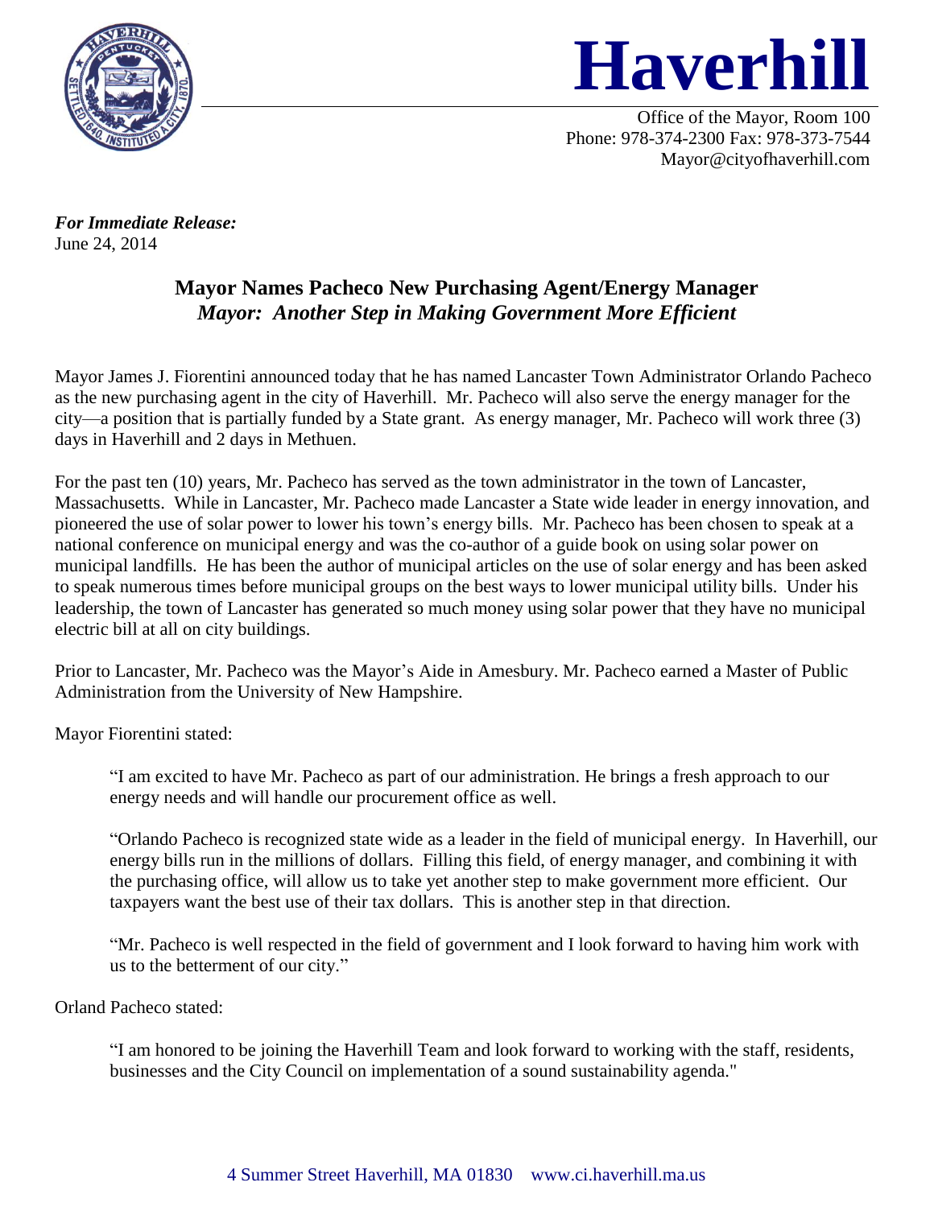# Haverhill

Office of the Mayor, Room 100
Phone: 978-374-2300 Fax: 978-373-7544
Mayor@cityofhaverhill.com

***For Immediate Release:***
June 24, 2014

## Mayor Names Pacheco New Purchasing Agent/Energy Manager
### *Mayor: Another Step in Making Government More Efficient*

Mayor James J. Fiorentini announced today that he has named Lancaster Town Administrator Orlando Pacheco as the new purchasing agent in the city of Haverhill. Mr. Pacheco will also serve the energy manager for the city—a position that is partially funded by a State grant. As energy manager, Mr. Pacheco will work three (3) days in Haverhill and 2 days in Methuen.

For the past ten (10) years, Mr. Pacheco has served as the town administrator in the town of Lancaster, Massachusetts. While in Lancaster, Mr. Pacheco made Lancaster a State wide leader in energy innovation, and pioneered the use of solar power to lower his town's energy bills. Mr. Pacheco has been chosen to speak at a national conference on municipal energy and was the co-author of a guide book on using solar power on municipal landfills. He has been the author of municipal articles on the use of solar energy and has been asked to speak numerous times before municipal groups on the best ways to lower municipal utility bills. Under his leadership, the town of Lancaster has generated so much money using solar power that they have no municipal electric bill at all on city buildings.

Prior to Lancaster, Mr. Pacheco was the Mayor's Aide in Amesbury. Mr. Pacheco earned a Master of Public Administration from the University of New Hampshire.

Mayor Fiorentini stated:

> "I am excited to have Mr. Pacheco as part of our administration. He brings a fresh approach to our energy needs and will handle our procurement office as well.
>
> "Orlando Pacheco is recognized state wide as a leader in the field of municipal energy. In Haverhill, our energy bills run in the millions of dollars. Filling this field, of energy manager, and combining it with the purchasing office, will allow us to take yet another step to make government more efficient. Our taxpayers want the best use of their tax dollars. This is another step in that direction.
>
> "Mr. Pacheco is well respected in the field of government and I look forward to having him work with us to the betterment of our city."

Orland Pacheco stated:

> "I am honored to be joining the Haverhill Team and look forward to working with the staff, residents, businesses and the City Council on implementation of a sound sustainability agenda."

4 Summer Street Haverhill, MA 01830 www.ci.haverhill.ma.us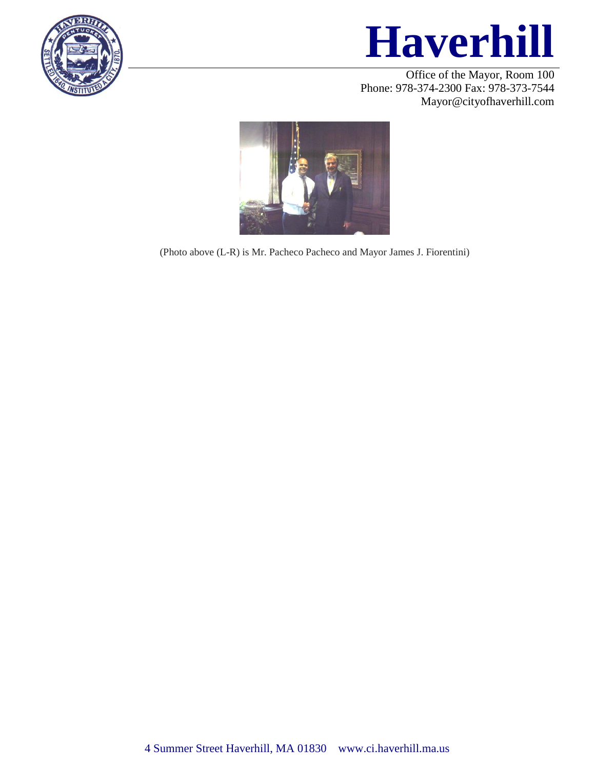# Haverhill

Office of the Mayor, Room 100
Phone: 978-374-2300 Fax: 978-373-7544
Mayor@cityofhaverhill.com

(Photo above (L-R) is Mr. Pacheco Pacheco and Mayor James J. Fiorentini)

4 Summer Street Haverhill, MA 01830 www.ci.haverhill.ma.us